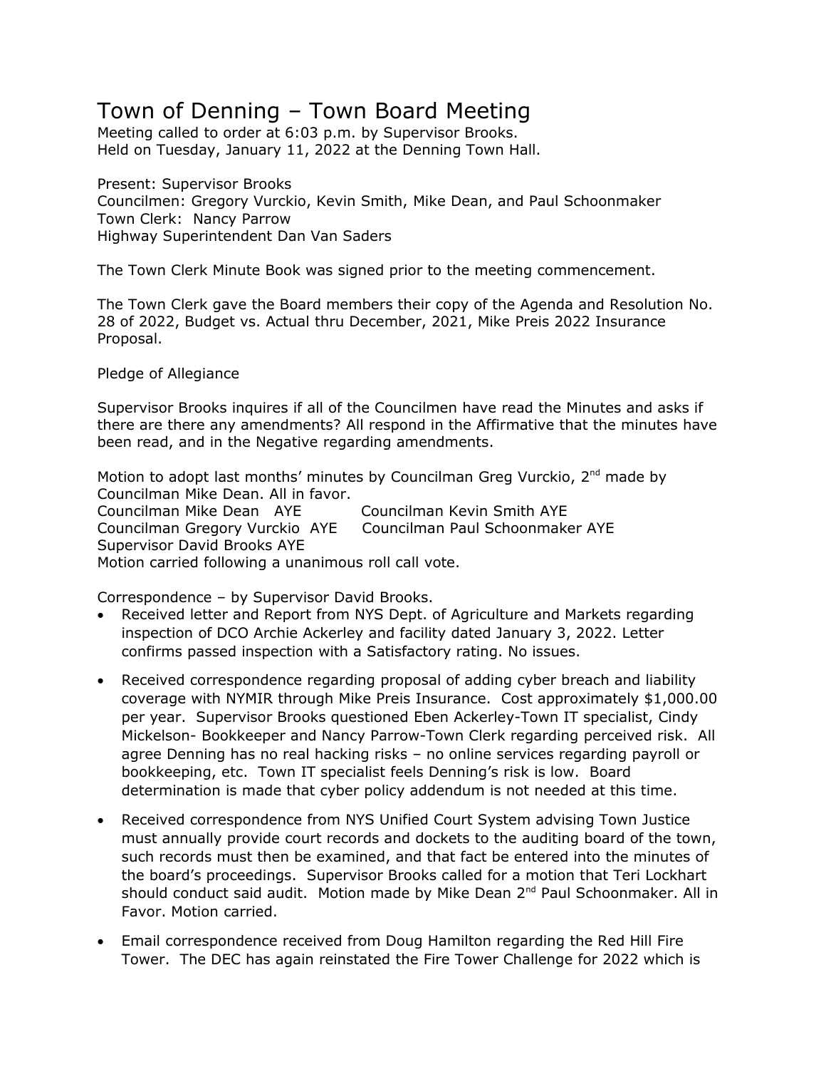# Town of Denning – Town Board Meeting

Meeting called to order at 6:03 p.m. by Supervisor Brooks.
Held on Tuesday, January 11, 2022 at the Denning Town Hall.

Present: Supervisor Brooks
Councilmen: Gregory Vurckio, Kevin Smith, Mike Dean, and Paul Schoonmaker
Town Clerk: Nancy Parrow
Highway Superintendent Dan Van Saders

The Town Clerk Minute Book was signed prior to the meeting commencement.

The Town Clerk gave the Board members their copy of the Agenda and Resolution No. 28 of 2022, Budget vs. Actual thru December, 2021, Mike Preis 2022 Insurance Proposal.

Pledge of Allegiance

Supervisor Brooks inquires if all of the Councilmen have read the Minutes and asks if there are there any amendments? All respond in the Affirmative that the minutes have been read, and in the Negative regarding amendments.

Motion to adopt last months' minutes by Councilman Greg Vurckio, 2nd made by Councilman Mike Dean. All in favor.
Councilman Mike Dean AYE    Councilman Kevin Smith AYE
Councilman Gregory Vurckio AYE    Councilman Paul Schoonmaker AYE
Supervisor David Brooks AYE
Motion carried following a unanimous roll call vote.

Correspondence – by Supervisor David Brooks.

- Received letter and Report from NYS Dept. of Agriculture and Markets regarding inspection of DCO Archie Ackerley and facility dated January 3, 2022. Letter confirms passed inspection with a Satisfactory rating. No issues.
- Received correspondence regarding proposal of adding cyber breach and liability coverage with NYMIR through Mike Preis Insurance. Cost approximately $1,000.00 per year. Supervisor Brooks questioned Eben Ackerley-Town IT specialist, Cindy Mickelson- Bookkeeper and Nancy Parrow-Town Clerk regarding perceived risk. All agree Denning has no real hacking risks – no online services regarding payroll or bookkeeping, etc. Town IT specialist feels Denning's risk is low. Board determination is made that cyber policy addendum is not needed at this time.
- Received correspondence from NYS Unified Court System advising Town Justice must annually provide court records and dockets to the auditing board of the town, such records must then be examined, and that fact be entered into the minutes of the board's proceedings. Supervisor Brooks called for a motion that Teri Lockhart should conduct said audit. Motion made by Mike Dean 2nd Paul Schoonmaker. All in Favor. Motion carried.
- Email correspondence received from Doug Hamilton regarding the Red Hill Fire Tower. The DEC has again reinstated the Fire Tower Challenge for 2022 which is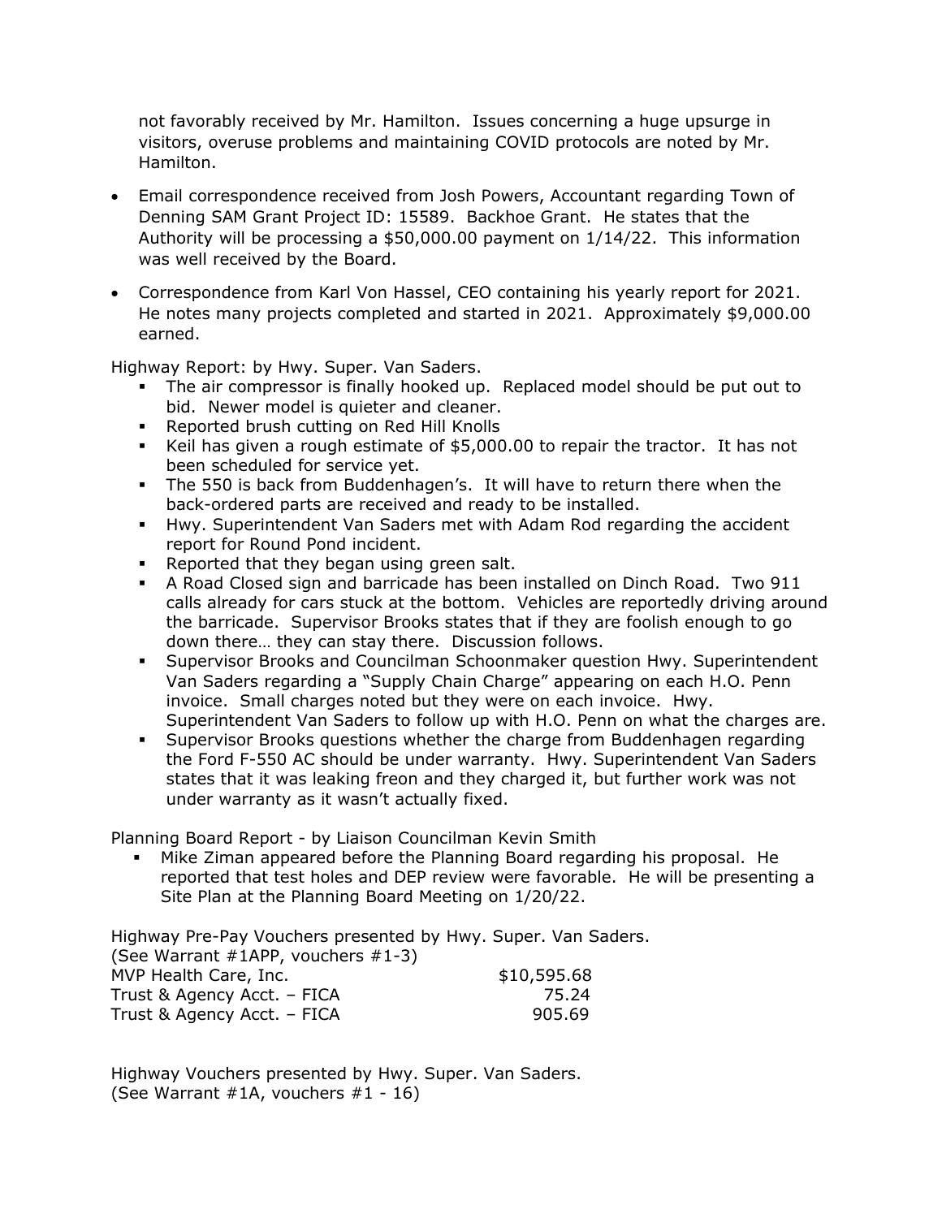not favorably received by Mr. Hamilton. Issues concerning a huge upsurge in visitors, overuse problems and maintaining COVID protocols are noted by Mr. Hamilton.

- Email correspondence received from Josh Powers, Accountant regarding Town of Denning SAM Grant Project ID: 15589. Backhoe Grant. He states that the Authority will be processing a $50,000.00 payment on 1/14/22. This information was well received by the Board.
- Correspondence from Karl Von Hassel, CEO containing his yearly report for 2021. He notes many projects completed and started in 2021. Approximately $9,000.00 earned.

Highway Report: by Hwy. Super. Van Saders.

- The air compressor is finally hooked up. Replaced model should be put out to bid. Newer model is quieter and cleaner.
- Reported brush cutting on Red Hill Knolls
- Keil has given a rough estimate of $5,000.00 to repair the tractor. It has not been scheduled for service yet.
- The 550 is back from Buddenhagen's. It will have to return there when the back-ordered parts are received and ready to be installed.
- Hwy. Superintendent Van Saders met with Adam Rod regarding the accident report for Round Pond incident.
- Reported that they began using green salt.
- A Road Closed sign and barricade has been installed on Dinch Road. Two 911 calls already for cars stuck at the bottom. Vehicles are reportedly driving around the barricade. Supervisor Brooks states that if they are foolish enough to go down there… they can stay there. Discussion follows.
- Supervisor Brooks and Councilman Schoonmaker question Hwy. Superintendent Van Saders regarding a "Supply Chain Charge" appearing on each H.O. Penn invoice. Small charges noted but they were on each invoice. Hwy. Superintendent Van Saders to follow up with H.O. Penn on what the charges are.
- Supervisor Brooks questions whether the charge from Buddenhagen regarding the Ford F-550 AC should be under warranty. Hwy. Superintendent Van Saders states that it was leaking freon and they charged it, but further work was not under warranty as it wasn't actually fixed.

Planning Board Report - by Liaison Councilman Kevin Smith

- Mike Ziman appeared before the Planning Board regarding his proposal. He reported that test holes and DEP review were favorable. He will be presenting a Site Plan at the Planning Board Meeting on 1/20/22.

Highway Pre-Pay Vouchers presented by Hwy. Super. Van Saders.
(See Warrant #1APP, vouchers #1-3)

| | |
|---|---|
| MVP Health Care, Inc. | $10,595.68 |
| Trust & Agency Acct. – FICA | 75.24 |
| Trust & Agency Acct. – FICA | 905.69 |

Highway Vouchers presented by Hwy. Super. Van Saders.
(See Warrant #1A, vouchers #1 - 16)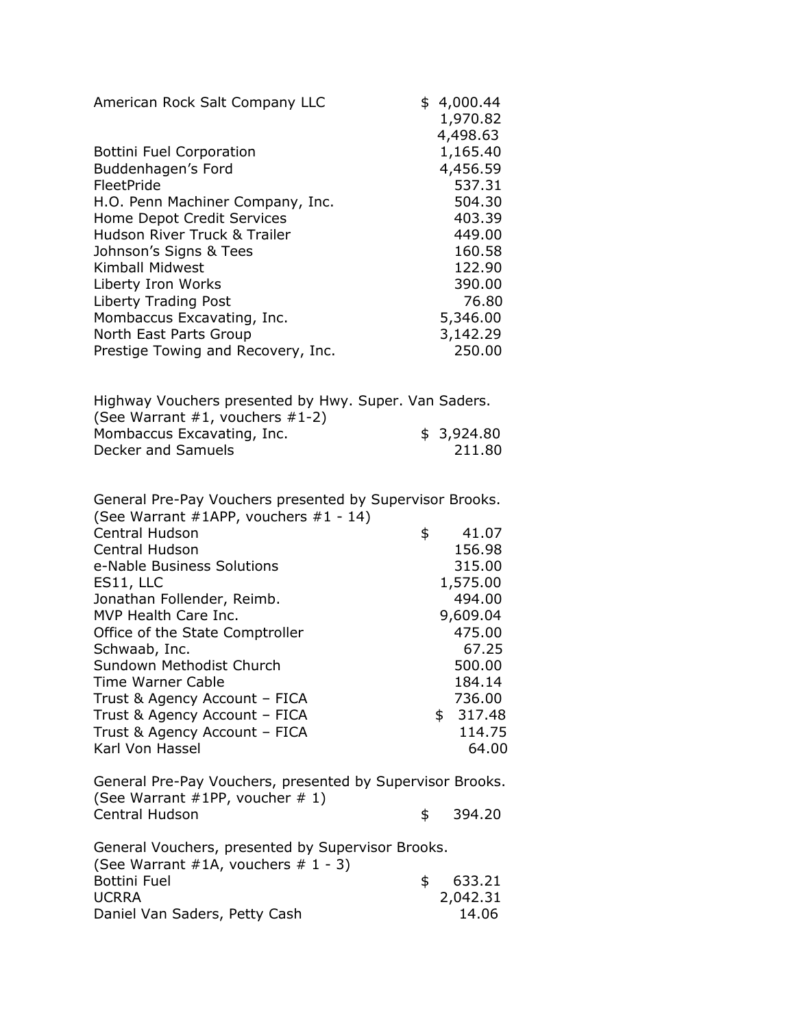| | |
|---|---|
| American Rock Salt Company LLC | $ 4,000.44 |
| | 1,970.82 |
| | 4,498.63 |
| Bottini Fuel Corporation | 1,165.40 |
| Buddenhagen's Ford | 4,456.59 |
| FleetPride | 537.31 |
| H.O. Penn Machiner Company, Inc. | 504.30 |
| Home Depot Credit Services | 403.39 |
| Hudson River Truck & Trailer | 449.00 |
| Johnson's Signs & Tees | 160.58 |
| Kimball Midwest | 122.90 |
| Liberty Iron Works | 390.00 |
| Liberty Trading Post | 76.80 |
| Mombaccus Excavating, Inc. | 5,346.00 |
| North East Parts Group | 3,142.29 |
| Prestige Towing and Recovery, Inc. | 250.00 |

Highway Vouchers presented by Hwy. Super. Van Saders.
(See Warrant #1, vouchers #1-2)

| | |
|---|---|
| Mombaccus Excavating, Inc. | $ 3,924.80 |
| Decker and Samuels | 211.80 |

General Pre-Pay Vouchers presented by Supervisor Brooks.
(See Warrant #1APP, vouchers #1 - 14)

| | |
|---|---|
| Central Hudson | $ 41.07 |
| Central Hudson | 156.98 |
| e-Nable Business Solutions | 315.00 |
| ES11, LLC | 1,575.00 |
| Jonathan Follender, Reimb. | 494.00 |
| MVP Health Care Inc. | 9,609.04 |
| Office of the State Comptroller | 475.00 |
| Schwaab, Inc. | 67.25 |
| Sundown Methodist Church | 500.00 |
| Time Warner Cable | 184.14 |
| Trust & Agency Account – FICA | 736.00 |
| Trust & Agency Account – FICA | $ 317.48 |
| Trust & Agency Account – FICA | 114.75 |
| Karl Von Hassel | 64.00 |

General Pre-Pay Vouchers, presented by Supervisor Brooks.
(See Warrant #1PP, voucher # 1)

| | |
|---|---|
| Central Hudson | $ 394.20 |

General Vouchers, presented by Supervisor Brooks.
(See Warrant #1A, vouchers # 1 - 3)

| | |
|---|---|
| Bottini Fuel | $ 633.21 |
| UCRRA | 2,042.31 |
| Daniel Van Saders, Petty Cash | 14.06 |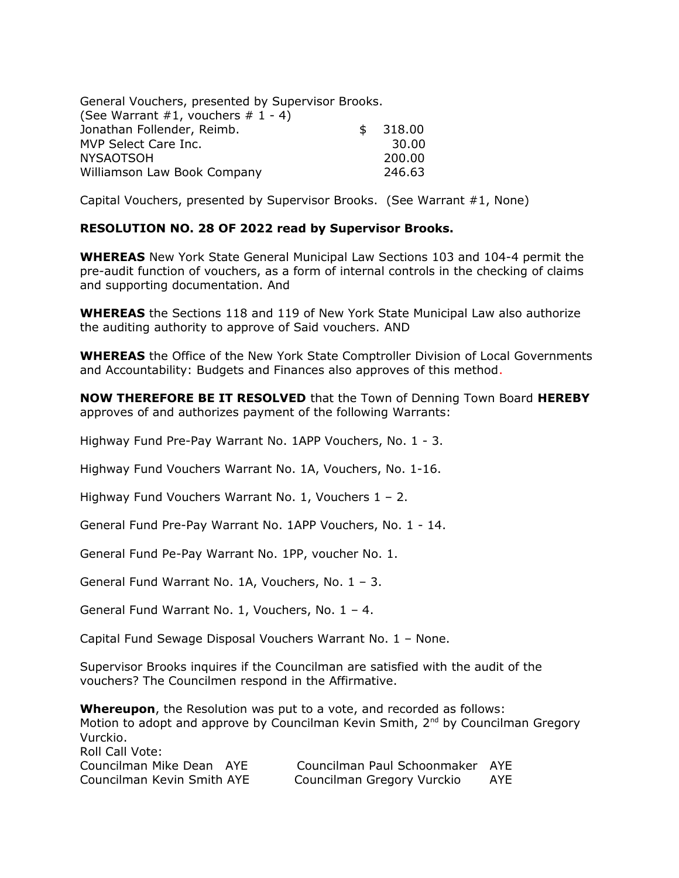General Vouchers, presented by Supervisor Brooks.
(See Warrant #1, vouchers # 1 - 4)

| | |
|---|---|
| Jonathan Follender, Reimb. | $ 318.00 |
| MVP Select Care Inc. | 30.00 |
| NYSAOTSOH | 200.00 |
| Williamson Law Book Company | 246.63 |

Capital Vouchers, presented by Supervisor Brooks. (See Warrant #1, None)

**RESOLUTION NO. 28 OF 2022 read by Supervisor Brooks.**

**WHEREAS** New York State General Municipal Law Sections 103 and 104-4 permit the pre-audit function of vouchers, as a form of internal controls in the checking of claims and supporting documentation. And

**WHEREAS** the Sections 118 and 119 of New York State Municipal Law also authorize the auditing authority to approve of Said vouchers. AND

**WHEREAS** the Office of the New York State Comptroller Division of Local Governments and Accountability: Budgets and Finances also approves of this method.

**NOW THEREFORE BE IT RESOLVED** that the Town of Denning Town Board **HEREBY** approves of and authorizes payment of the following Warrants:

Highway Fund Pre-Pay Warrant No. 1APP Vouchers, No. 1 - 3.

Highway Fund Vouchers Warrant No. 1A, Vouchers, No. 1-16.

Highway Fund Vouchers Warrant No. 1, Vouchers 1 – 2.

General Fund Pre-Pay Warrant No. 1APP Vouchers, No. 1 - 14.

General Fund Pe-Pay Warrant No. 1PP, voucher No. 1.

General Fund Warrant No. 1A, Vouchers, No. 1 – 3.

General Fund Warrant No. 1, Vouchers, No. 1 – 4.

Capital Fund Sewage Disposal Vouchers Warrant No. 1 – None.

Supervisor Brooks inquires if the Councilman are satisfied with the audit of the vouchers? The Councilmen respond in the Affirmative.

**Whereupon**, the Resolution was put to a vote, and recorded as follows:
Motion to adopt and approve by Councilman Kevin Smith, 2nd by Councilman Gregory Vurckio.
Roll Call Vote:

Councilman Mike Dean AYE
Councilman Paul Schoonmaker AYE
Councilman Kevin Smith AYE
Councilman Gregory Vurckio AYE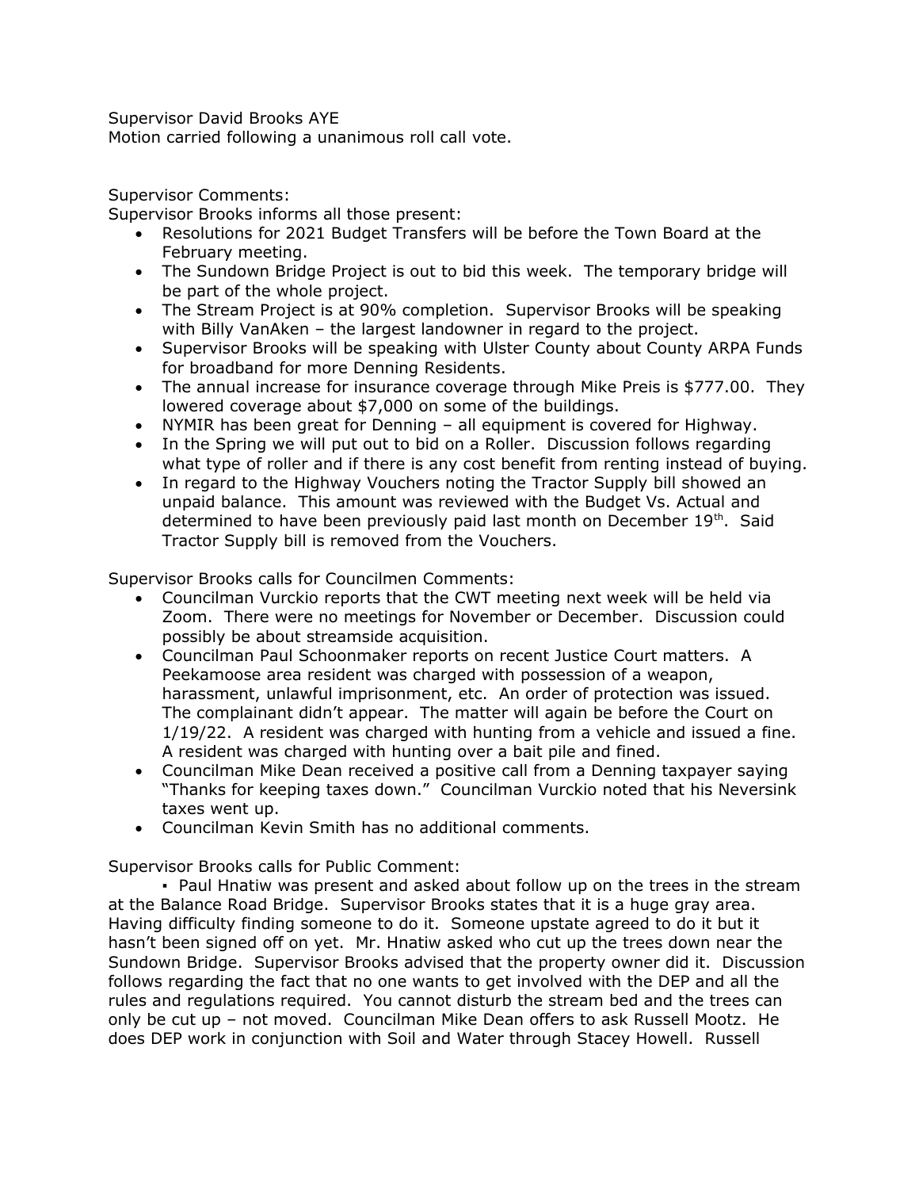Supervisor David Brooks AYE
Motion carried following a unanimous roll call vote.

Supervisor Comments:
Supervisor Brooks informs all those present:

- Resolutions for 2021 Budget Transfers will be before the Town Board at the February meeting.
- The Sundown Bridge Project is out to bid this week. The temporary bridge will be part of the whole project.
- The Stream Project is at 90% completion. Supervisor Brooks will be speaking with Billy VanAken – the largest landowner in regard to the project.
- Supervisor Brooks will be speaking with Ulster County about County ARPA Funds for broadband for more Denning Residents.
- The annual increase for insurance coverage through Mike Preis is $777.00. They lowered coverage about $7,000 on some of the buildings.
- NYMIR has been great for Denning – all equipment is covered for Highway.
- In the Spring we will put out to bid on a Roller. Discussion follows regarding what type of roller and if there is any cost benefit from renting instead of buying.
- In regard to the Highway Vouchers noting the Tractor Supply bill showed an unpaid balance. This amount was reviewed with the Budget Vs. Actual and determined to have been previously paid last month on December 19th. Said Tractor Supply bill is removed from the Vouchers.

Supervisor Brooks calls for Councilmen Comments:

- Councilman Vurckio reports that the CWT meeting next week will be held via Zoom. There were no meetings for November or December. Discussion could possibly be about streamside acquisition.
- Councilman Paul Schoonmaker reports on recent Justice Court matters. A Peekamoose area resident was charged with possession of a weapon, harassment, unlawful imprisonment, etc. An order of protection was issued. The complainant didn't appear. The matter will again be before the Court on 1/19/22. A resident was charged with hunting from a vehicle and issued a fine. A resident was charged with hunting over a bait pile and fined.
- Councilman Mike Dean received a positive call from a Denning taxpayer saying "Thanks for keeping taxes down." Councilman Vurckio noted that his Neversink taxes went up.
- Councilman Kevin Smith has no additional comments.

Supervisor Brooks calls for Public Comment:

▪ Paul Hnatiw was present and asked about follow up on the trees in the stream at the Balance Road Bridge. Supervisor Brooks states that it is a huge gray area. Having difficulty finding someone to do it. Someone upstate agreed to do it but it hasn't been signed off on yet. Mr. Hnatiw asked who cut up the trees down near the Sundown Bridge. Supervisor Brooks advised that the property owner did it. Discussion follows regarding the fact that no one wants to get involved with the DEP and all the rules and regulations required. You cannot disturb the stream bed and the trees can only be cut up – not moved. Councilman Mike Dean offers to ask Russell Mootz. He does DEP work in conjunction with Soil and Water through Stacey Howell. Russell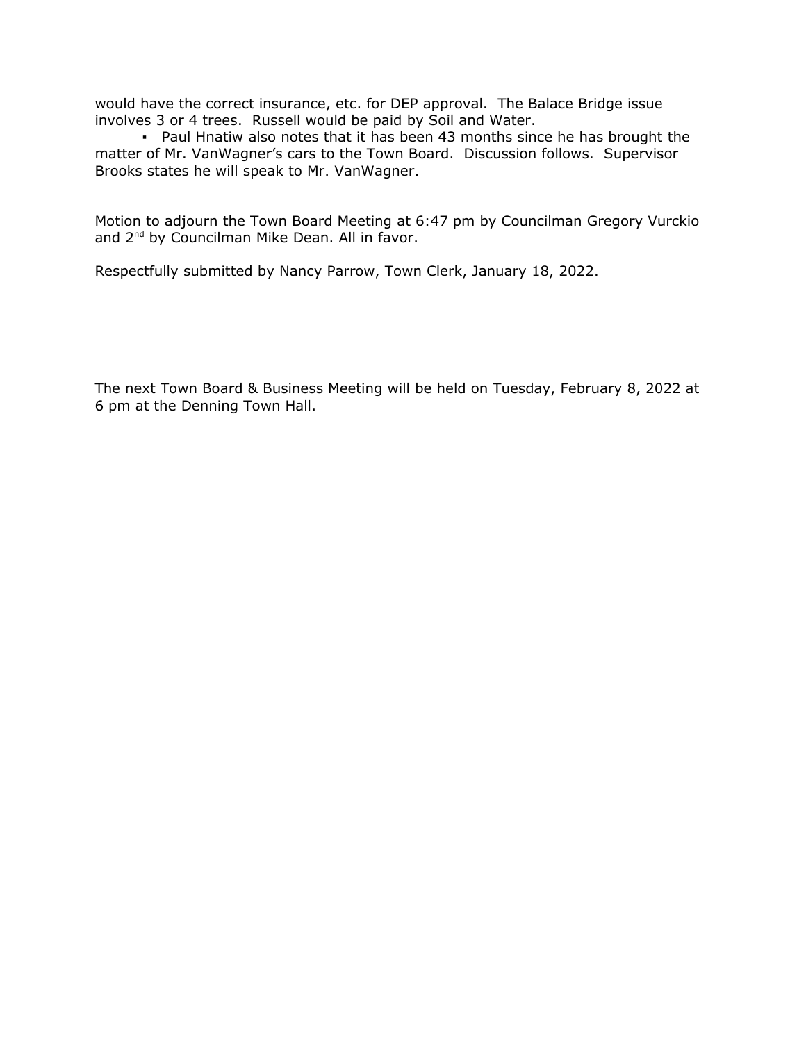would have the correct insurance, etc. for DEP approval. The Balace Bridge issue involves 3 or 4 trees. Russell would be paid by Soil and Water.

- Paul Hnatiw also notes that it has been 43 months since he has brought the matter of Mr. VanWagner's cars to the Town Board. Discussion follows. Supervisor Brooks states he will speak to Mr. VanWagner.

Motion to adjourn the Town Board Meeting at 6:47 pm by Councilman Gregory Vurckio and 2nd by Councilman Mike Dean. All in favor.

Respectfully submitted by Nancy Parrow, Town Clerk, January 18, 2022.

The next Town Board & Business Meeting will be held on Tuesday, February 8, 2022 at 6 pm at the Denning Town Hall.